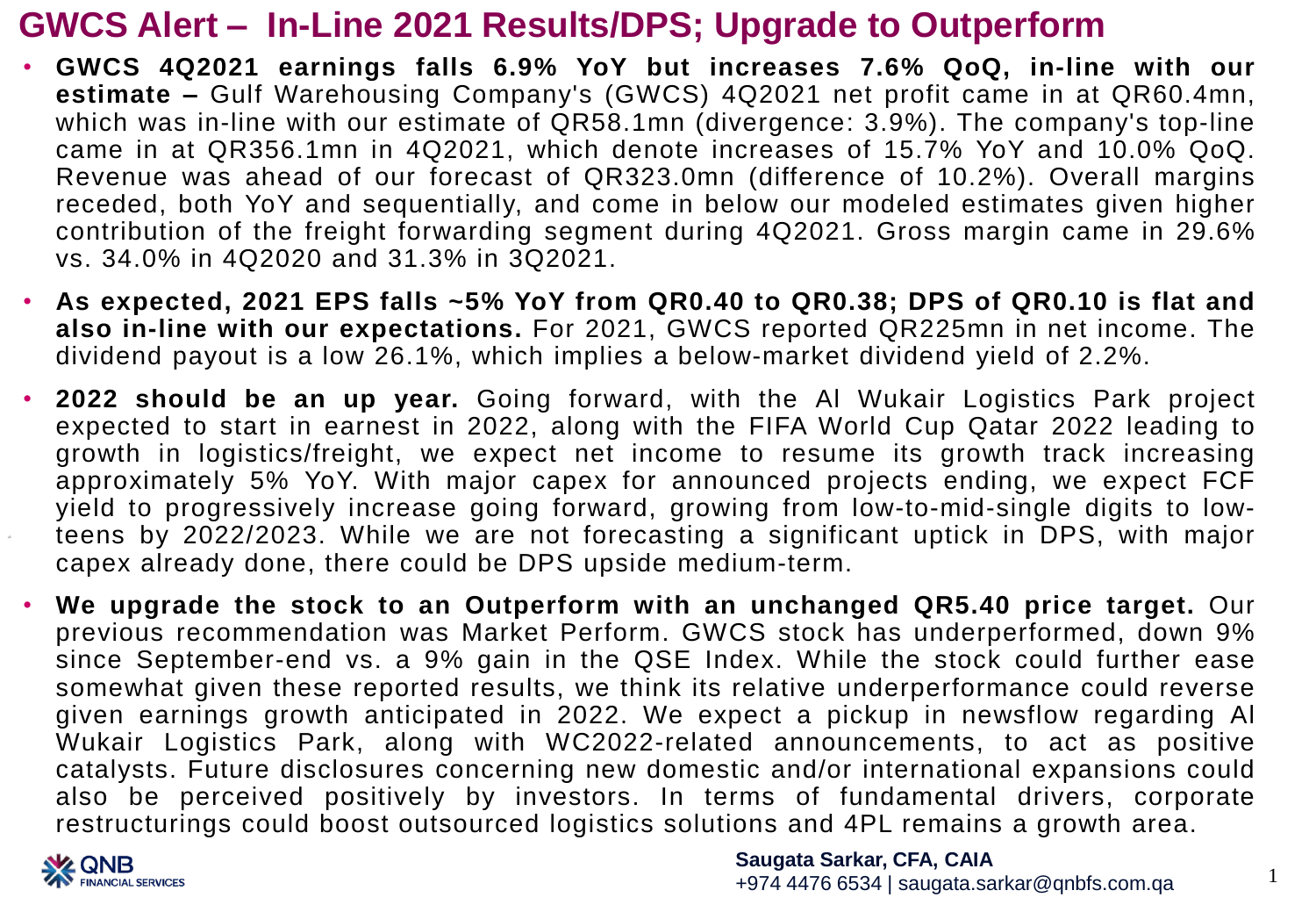# GWCS Alert – In-Line 2021 Results/DPS; Upgrade to Outperform

- **GWCS 4Q2021 earnings falls 6.9% YoY but increases 7.6% QoQ, in-line with our estimate –** Gulf Warehousing Company's (GWCS) 4Q2021 net profit came in at QR60.4mn, which was in-line with our estimate of QR58.1mn (divergence: 3.9%). The company's top-line came in at QR356.1mn in 4Q2021, which denote increases of 15.7% YoY and 10.0% QoQ. Revenue was ahead of our forecast of QR323.0mn (difference of 10.2%). Overall margins receded, both YoY and sequentially, and come in below our modeled estimates given higher contribution of the freight forwarding segment during 4Q2021. Gross margin came in 29.6% vs. 34.0% in 4Q2020 and 31.3% in 3Q2021.
- **As expected, 2021 EPS falls ~5% YoY from QR0.40 to QR0.38; DPS of QR0.10 is flat and also in-line with our expectations.** For 2021, GWCS reported QR225mn in net income. The dividend payout is a low 26.1%, which implies a below-market dividend yield of 2.2%.
- **2022 should be an up year.** Going forward, with the Al Wukair Logistics Park project expected to start in earnest in 2022, along with the FIFA World Cup Qatar 2022 leading to growth in logistics/freight, we expect net income to resume its growth track increasing approximately 5% YoY. With major capex for announced projects ending, we expect FCF yield to progressively increase going forward, growing from low-to-mid-single digits to low-teens by 2022/2023. While we are not forecasting a significant uptick in DPS, with major capex already done, there could be DPS upside medium-term.
- **We upgrade the stock to an Outperform with an unchanged QR5.40 price target.** Our previous recommendation was Market Perform. GWCS stock has underperformed, down 9% since September-end vs. a 9% gain in the QSE Index. While the stock could further ease somewhat given these reported results, we think its relative underperformance could reverse given earnings growth anticipated in 2022. We expect a pickup in newsflow regarding Al Wukair Logistics Park, along with WC2022-related announcements, to act as positive catalysts. Future disclosures concerning new domestic and/or international expansions could also be perceived positively by investors. In terms of fundamental drivers, corporate restructurings could boost outsourced logistics solutions and 4PL remains a growth area.

QNB FINANCIAL SERVICES

**Saugata Sarkar, CFA, CAIA**
+974 4476 6534 | saugata.sarkar@qnbfs.com.qa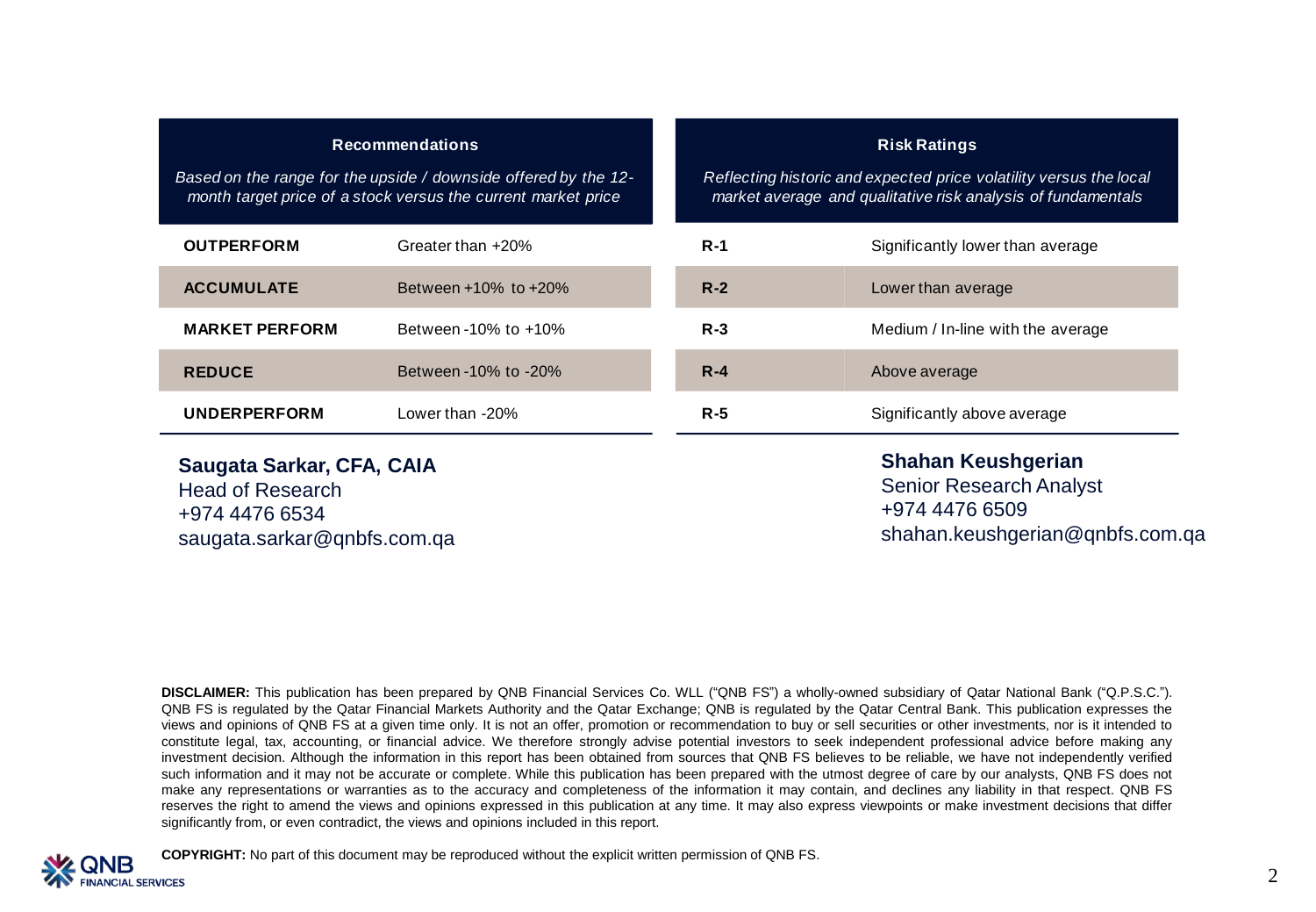| Recommendations | |
|---|---|
| *Based on the range for the upside / downside offered by the 12-month target price of a stock versus the current market price* | |
| **OUTPERFORM** | Greater than +20% |
| **ACCUMULATE** | Between +10% to +20% |
| **MARKET PERFORM** | Between -10% to +10% |
| **REDUCE** | Between -10% to -20% |
| **UNDERPERFORM** | Lower than -20% |

| Risk Ratings | |
|---|---|
| *Reflecting historic and expected price volatility versus the local market average and qualitative risk analysis of fundamentals* | |
| **R-1** | Significantly lower than average |
| **R-2** | Lower than average |
| **R-3** | Medium / In-line with the average |
| **R-4** | Above average |
| **R-5** | Significantly above average |

**Saugata Sarkar, CFA, CAIA**
Head of Research
+974 4476 6534
saugata.sarkar@qnbfs.com.qa

**Shahan Keushgerian**
Senior Research Analyst
+974 4476 6509
shahan.keushgerian@qnbfs.com.qa

**DISCLAIMER:** This publication has been prepared by QNB Financial Services Co. WLL ("QNB FS") a wholly-owned subsidiary of Qatar National Bank ("Q.P.S.C."). QNB FS is regulated by the Qatar Financial Markets Authority and the Qatar Exchange; QNB is regulated by the Qatar Central Bank. This publication expresses the views and opinions of QNB FS at a given time only. It is not an offer, promotion or recommendation to buy or sell securities or other investments, nor is it intended to constitute legal, tax, accounting, or financial advice. We therefore strongly advise potential investors to seek independent professional advice before making any investment decision. Although the information in this report has been obtained from sources that QNB FS believes to be reliable, we have not independently verified such information and it may not be accurate or complete. While this publication has been prepared with the utmost degree of care by our analysts, QNB FS does not make any representations or warranties as to the accuracy and completeness of the information it may contain, and declines any liability in that respect. QNB FS reserves the right to amend the views and opinions expressed in this publication at any time. It may also express viewpoints or make investment decisions that differ significantly from, or even contradict, the views and opinions included in this report.

**COPYRIGHT:** No part of this document may be reproduced without the explicit written permission of QNB FS.

QNB FINANCIAL SERVICES